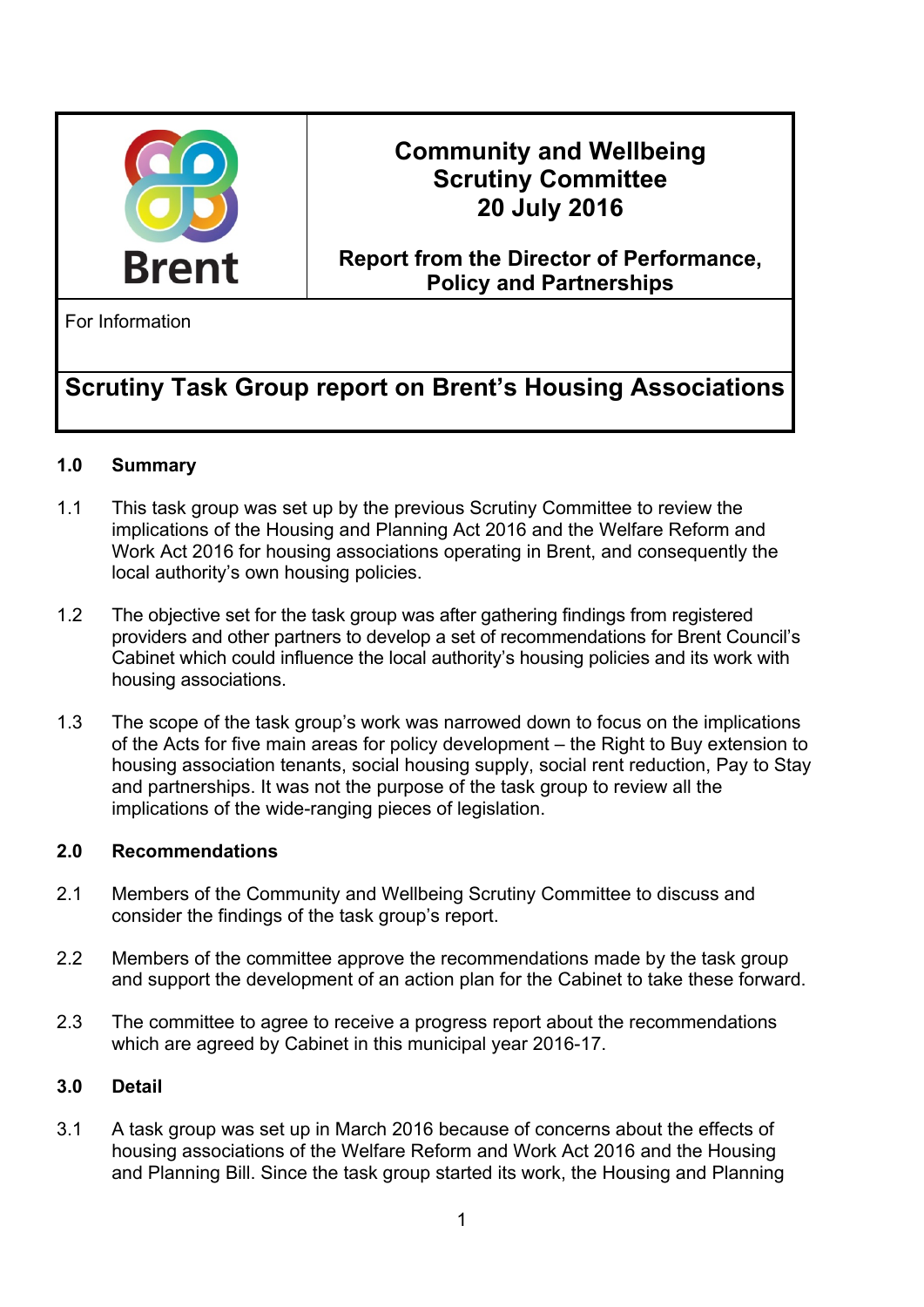| Brent | **Community and Wellbeing Scrutiny Committee 20 July 2016**<br><br>**Report from the Director of Performance, Policy and Partnerships** |
|---|---|
| For Information | |

## Scrutiny Task Group report on Brent's Housing Associations

### 1.0 Summary

1.1 This task group was set up by the previous Scrutiny Committee to review the implications of the Housing and Planning Act 2016 and the Welfare Reform and Work Act 2016 for housing associations operating in Brent, and consequently the local authority's own housing policies.

1.2 The objective set for the task group was after gathering findings from registered providers and other partners to develop a set of recommendations for Brent Council's Cabinet which could influence the local authority's housing policies and its work with housing associations.

1.3 The scope of the task group's work was narrowed down to focus on the implications of the Acts for five main areas for policy development – the Right to Buy extension to housing association tenants, social housing supply, social rent reduction, Pay to Stay and partnerships. It was not the purpose of the task group to review all the implications of the wide-ranging pieces of legislation.

### 2.0 Recommendations

2.1 Members of the Community and Wellbeing Scrutiny Committee to discuss and consider the findings of the task group's report.

2.2 Members of the committee approve the recommendations made by the task group and support the development of an action plan for the Cabinet to take these forward.

2.3 The committee to agree to receive a progress report about the recommendations which are agreed by Cabinet in this municipal year 2016-17.

### 3.0 Detail

3.1 A task group was set up in March 2016 because of concerns about the effects of housing associations of the Welfare Reform and Work Act 2016 and the Housing and Planning Bill. Since the task group started its work, the Housing and Planning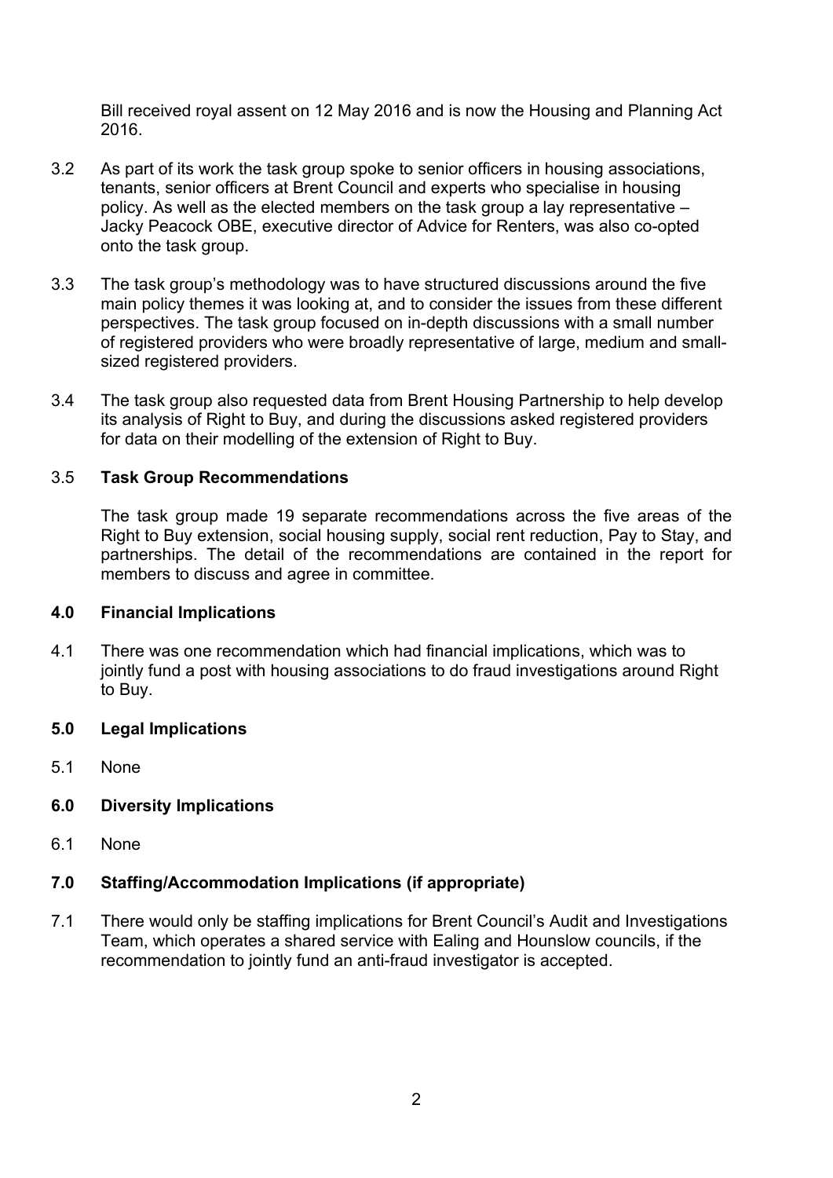Bill received royal assent on 12 May 2016 and is now the Housing and Planning Act 2016.

3.2 As part of its work the task group spoke to senior officers in housing associations, tenants, senior officers at Brent Council and experts who specialise in housing policy. As well as the elected members on the task group a lay representative – Jacky Peacock OBE, executive director of Advice for Renters, was also co-opted onto the task group.

3.3 The task group's methodology was to have structured discussions around the five main policy themes it was looking at, and to consider the issues from these different perspectives. The task group focused on in-depth discussions with a small number of registered providers who were broadly representative of large, medium and small-sized registered providers.

3.4 The task group also requested data from Brent Housing Partnership to help develop its analysis of Right to Buy, and during the discussions asked registered providers for data on their modelling of the extension of Right to Buy.

3.5 **Task Group Recommendations**

The task group made 19 separate recommendations across the five areas of the Right to Buy extension, social housing supply, social rent reduction, Pay to Stay, and partnerships. The detail of the recommendations are contained in the report for members to discuss and agree in committee.

## 4.0 Financial Implications

4.1 There was one recommendation which had financial implications, which was to jointly fund a post with housing associations to do fraud investigations around Right to Buy.

## 5.0 Legal Implications

5.1 None

## 6.0 Diversity Implications

6.1 None

## 7.0 Staffing/Accommodation Implications (if appropriate)

7.1 There would only be staffing implications for Brent Council's Audit and Investigations Team, which operates a shared service with Ealing and Hounslow councils, if the recommendation to jointly fund an anti-fraud investigator is accepted.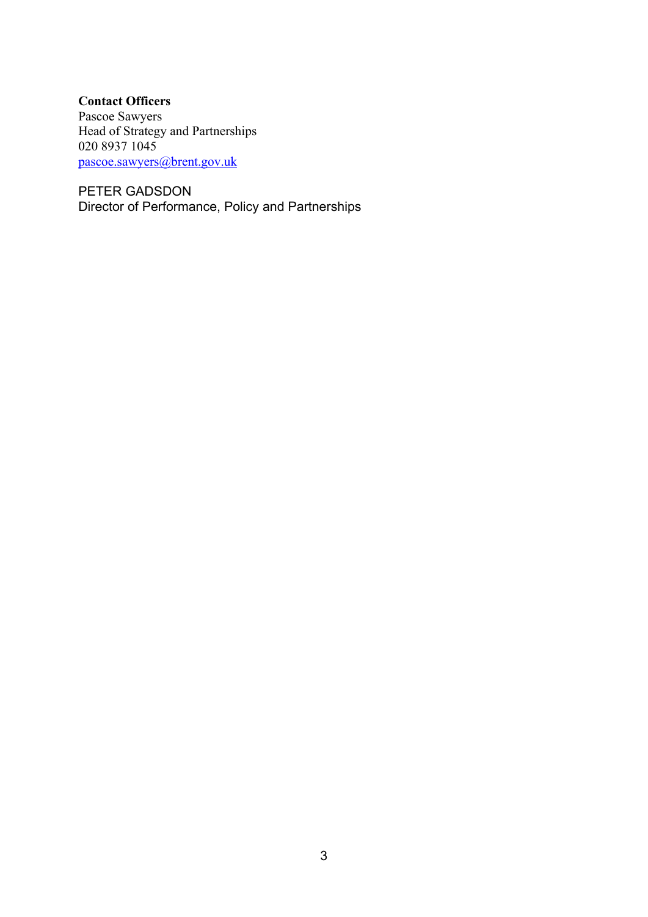**Contact Officers**
Pascoe Sawyers
Head of Strategy and Partnerships
020 8937 1045
pascoe.sawyers@brent.gov.uk

PETER GADSDON
Director of Performance, Policy and Partnerships